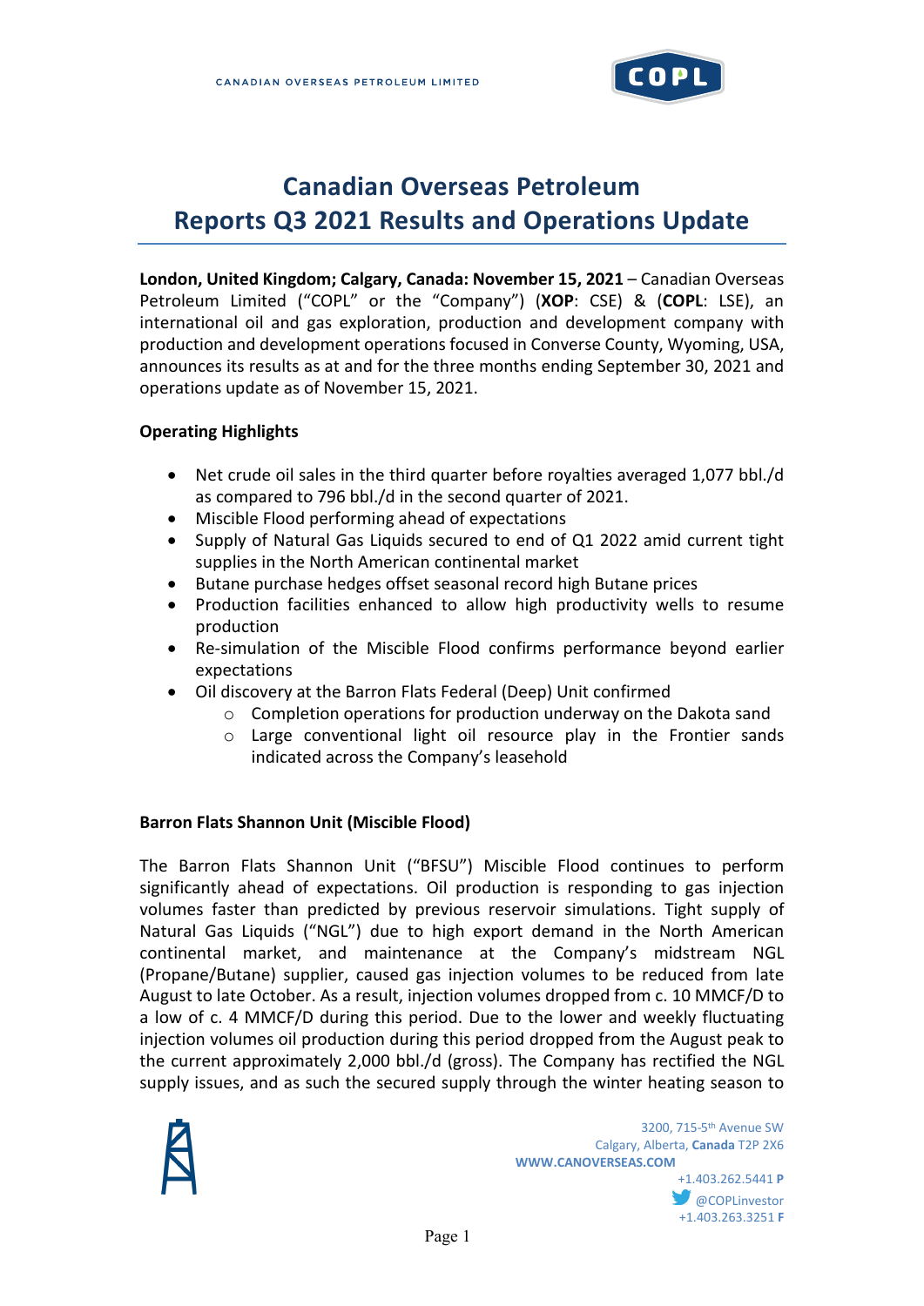# Canadian Overseas Petroleum Reports Q3 2021 Results and Operations Update

**London, United Kingdom; Calgary, Canada: November 15, 2021** – Canadian Overseas Petroleum Limited ("COPL" or the "Company") (**XOP**: CSE) & (**COPL**: LSE), an international oil and gas exploration, production and development company with production and development operations focused in Converse County, Wyoming, USA, announces its results as at and for the three months ending September 30, 2021 and operations update as of November 15, 2021.

**Operating Highlights**

- Net crude oil sales in the third quarter before royalties averaged 1,077 bbl./d as compared to 796 bbl./d in the second quarter of 2021.
- Miscible Flood performing ahead of expectations
- Supply of Natural Gas Liquids secured to end of Q1 2022 amid current tight supplies in the North American continental market
- Butane purchase hedges offset seasonal record high Butane prices
- Production facilities enhanced to allow high productivity wells to resume production
- Re-simulation of the Miscible Flood confirms performance beyond earlier expectations
- Oil discovery at the Barron Flats Federal (Deep) Unit confirmed
  - Completion operations for production underway on the Dakota sand
  - Large conventional light oil resource play in the Frontier sands indicated across the Company's leasehold

**Barron Flats Shannon Unit (Miscible Flood)**

The Barron Flats Shannon Unit ("BFSU") Miscible Flood continues to perform significantly ahead of expectations. Oil production is responding to gas injection volumes faster than predicted by previous reservoir simulations. Tight supply of Natural Gas Liquids ("NGL") due to high export demand in the North American continental market, and maintenance at the Company's midstream NGL (Propane/Butane) supplier, caused gas injection volumes to be reduced from late August to late October. As a result, injection volumes dropped from c. 10 MMCF/D to a low of c. 4 MMCF/D during this period. Due to the lower and weekly fluctuating injection volumes oil production during this period dropped from the August peak to the current approximately 2,000 bbl./d (gross). The Company has rectified the NGL supply issues, and as such the secured supply through the winter heating season to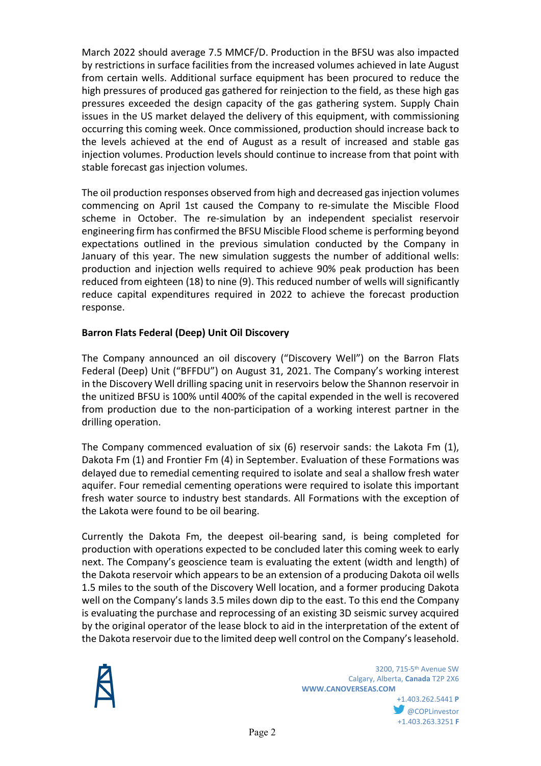March 2022 should average 7.5 MMCF/D. Production in the BFSU was also impacted by restrictions in surface facilities from the increased volumes achieved in late August from certain wells. Additional surface equipment has been procured to reduce the high pressures of produced gas gathered for reinjection to the field, as these high gas pressures exceeded the design capacity of the gas gathering system. Supply Chain issues in the US market delayed the delivery of this equipment, with commissioning occurring this coming week. Once commissioned, production should increase back to the levels achieved at the end of August as a result of increased and stable gas injection volumes. Production levels should continue to increase from that point with stable forecast gas injection volumes.

The oil production responses observed from high and decreased gas injection volumes commencing on April 1st caused the Company to re-simulate the Miscible Flood scheme in October. The re-simulation by an independent specialist reservoir engineering firm has confirmed the BFSU Miscible Flood scheme is performing beyond expectations outlined in the previous simulation conducted by the Company in January of this year. The new simulation suggests the number of additional wells: production and injection wells required to achieve 90% peak production has been reduced from eighteen (18) to nine (9). This reduced number of wells will significantly reduce capital expenditures required in 2022 to achieve the forecast production response.

**Barron Flats Federal (Deep) Unit Oil Discovery**

The Company announced an oil discovery ("Discovery Well") on the Barron Flats Federal (Deep) Unit ("BFFDU") on August 31, 2021. The Company's working interest in the Discovery Well drilling spacing unit in reservoirs below the Shannon reservoir in the unitized BFSU is 100% until 400% of the capital expended in the well is recovered from production due to the non-participation of a working interest partner in the drilling operation.

The Company commenced evaluation of six (6) reservoir sands: the Lakota Fm (1), Dakota Fm (1) and Frontier Fm (4) in September. Evaluation of these Formations was delayed due to remedial cementing required to isolate and seal a shallow fresh water aquifer. Four remedial cementing operations were required to isolate this important fresh water source to industry best standards. All Formations with the exception of the Lakota were found to be oil bearing.

Currently the Dakota Fm, the deepest oil-bearing sand, is being completed for production with operations expected to be concluded later this coming week to early next. The Company's geoscience team is evaluating the extent (width and length) of the Dakota reservoir which appears to be an extension of a producing Dakota oil wells 1.5 miles to the south of the Discovery Well location, and a former producing Dakota well on the Company's lands 3.5 miles down dip to the east. To this end the Company is evaluating the purchase and reprocessing of an existing 3D seismic survey acquired by the original operator of the lease block to aid in the interpretation of the extent of the Dakota reservoir due to the limited deep well control on the Company's leasehold.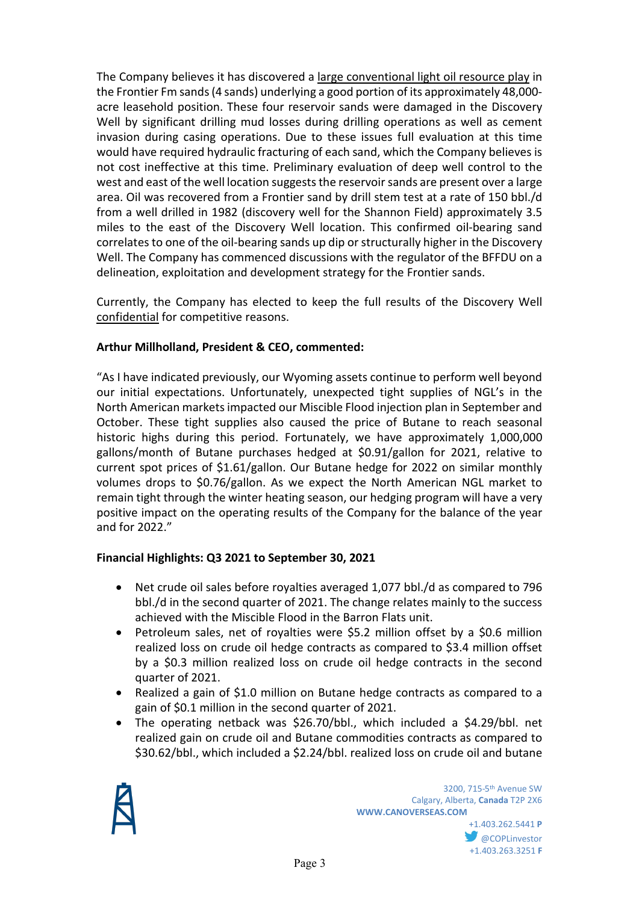The Company believes it has discovered a large conventional light oil resource play in the Frontier Fm sands (4 sands) underlying a good portion of its approximately 48,000-acre leasehold position. These four reservoir sands were damaged in the Discovery Well by significant drilling mud losses during drilling operations as well as cement invasion during casing operations. Due to these issues full evaluation at this time would have required hydraulic fracturing of each sand, which the Company believes is not cost ineffective at this time. Preliminary evaluation of deep well control to the west and east of the well location suggests the reservoir sands are present over a large area. Oil was recovered from a Frontier sand by drill stem test at a rate of 150 bbl./d from a well drilled in 1982 (discovery well for the Shannon Field) approximately 3.5 miles to the east of the Discovery Well location. This confirmed oil-bearing sand correlates to one of the oil-bearing sands up dip or structurally higher in the Discovery Well. The Company has commenced discussions with the regulator of the BFFDU on a delineation, exploitation and development strategy for the Frontier sands.

Currently, the Company has elected to keep the full results of the Discovery Well confidential for competitive reasons.

**Arthur Millholland, President & CEO, commented:**

"As I have indicated previously, our Wyoming assets continue to perform well beyond our initial expectations. Unfortunately, unexpected tight supplies of NGL's in the North American markets impacted our Miscible Flood injection plan in September and October. These tight supplies also caused the price of Butane to reach seasonal historic highs during this period. Fortunately, we have approximately 1,000,000 gallons/month of Butane purchases hedged at $0.91/gallon for 2021, relative to current spot prices of $1.61/gallon. Our Butane hedge for 2022 on similar monthly volumes drops to $0.76/gallon. As we expect the North American NGL market to remain tight through the winter heating season, our hedging program will have a very positive impact on the operating results of the Company for the balance of the year and for 2022."

**Financial Highlights: Q3 2021 to September 30, 2021**

- Net crude oil sales before royalties averaged 1,077 bbl./d as compared to 796 bbl./d in the second quarter of 2021. The change relates mainly to the success achieved with the Miscible Flood in the Barron Flats unit.
- Petroleum sales, net of royalties were $5.2 million offset by a $0.6 million realized loss on crude oil hedge contracts as compared to $3.4 million offset by a $0.3 million realized loss on crude oil hedge contracts in the second quarter of 2021.
- Realized a gain of $1.0 million on Butane hedge contracts as compared to a gain of $0.1 million in the second quarter of 2021.
- The operating netback was $26.70/bbl., which included a $4.29/bbl. net realized gain on crude oil and Butane commodities contracts as compared to $30.62/bbl., which included a $2.24/bbl. realized loss on crude oil and butane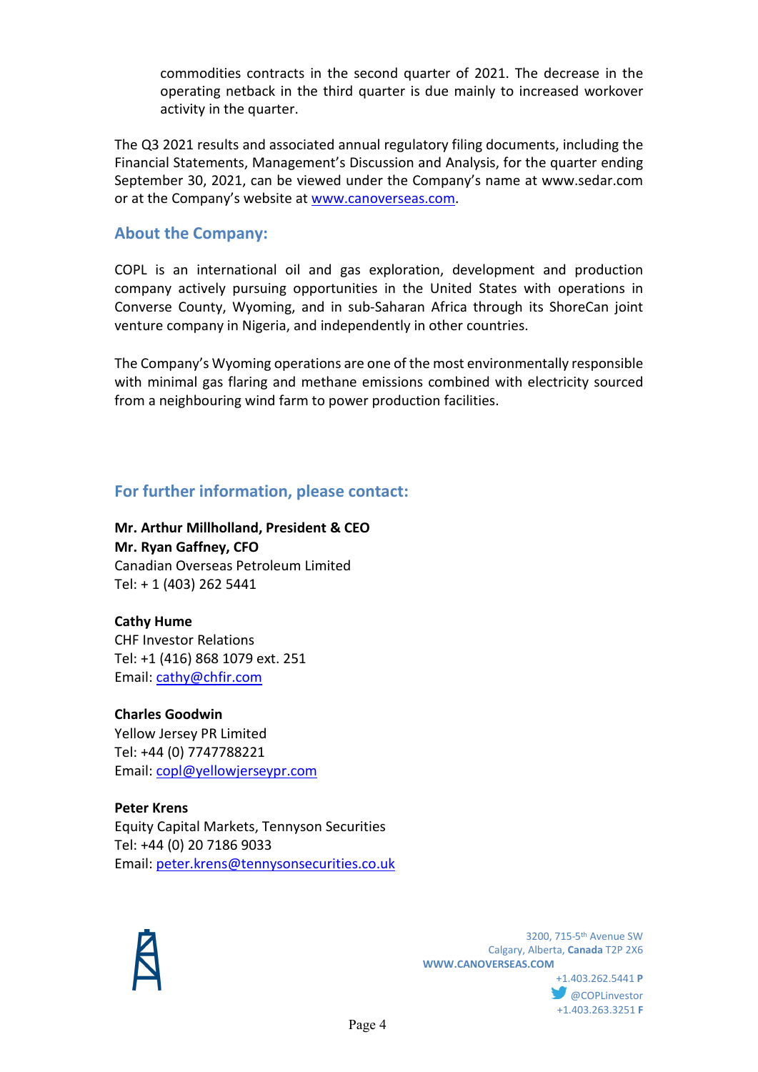commodities contracts in the second quarter of 2021. The decrease in the operating netback in the third quarter is due mainly to increased workover activity in the quarter.

The Q3 2021 results and associated annual regulatory filing documents, including the Financial Statements, Management's Discussion and Analysis, for the quarter ending September 30, 2021, can be viewed under the Company's name at www.sedar.com or at the Company's website at [www.canoverseas.com](http://www.canoverseas.com).

## About the Company:

COPL is an international oil and gas exploration, development and production company actively pursuing opportunities in the United States with operations in Converse County, Wyoming, and in sub-Saharan Africa through its ShoreCan joint venture company in Nigeria, and independently in other countries.

The Company's Wyoming operations are one of the most environmentally responsible with minimal gas flaring and methane emissions combined with electricity sourced from a neighbouring wind farm to power production facilities.

## For further information, please contact:

**Mr. Arthur Millholland, President & CEO**
**Mr. Ryan Gaffney, CFO**
Canadian Overseas Petroleum Limited
Tel: + 1 (403) 262 5441

**Cathy Hume**
CHF Investor Relations
Tel: +1 (416) 868 1079 ext. 251
Email: [cathy@chfir.com](mailto:cathy@chfir.com)

**Charles Goodwin**
Yellow Jersey PR Limited
Tel: +44 (0) 7747788221
Email: [copl@yellowjerseypr.com](mailto:copl@yellowjerseypr.com)

**Peter Krens**
Equity Capital Markets, Tennyson Securities
Tel: +44 (0) 20 7186 9033
Email: [peter.krens@tennysonsecurities.co.uk](mailto:peter.krens@tennysonsecurities.co.uk)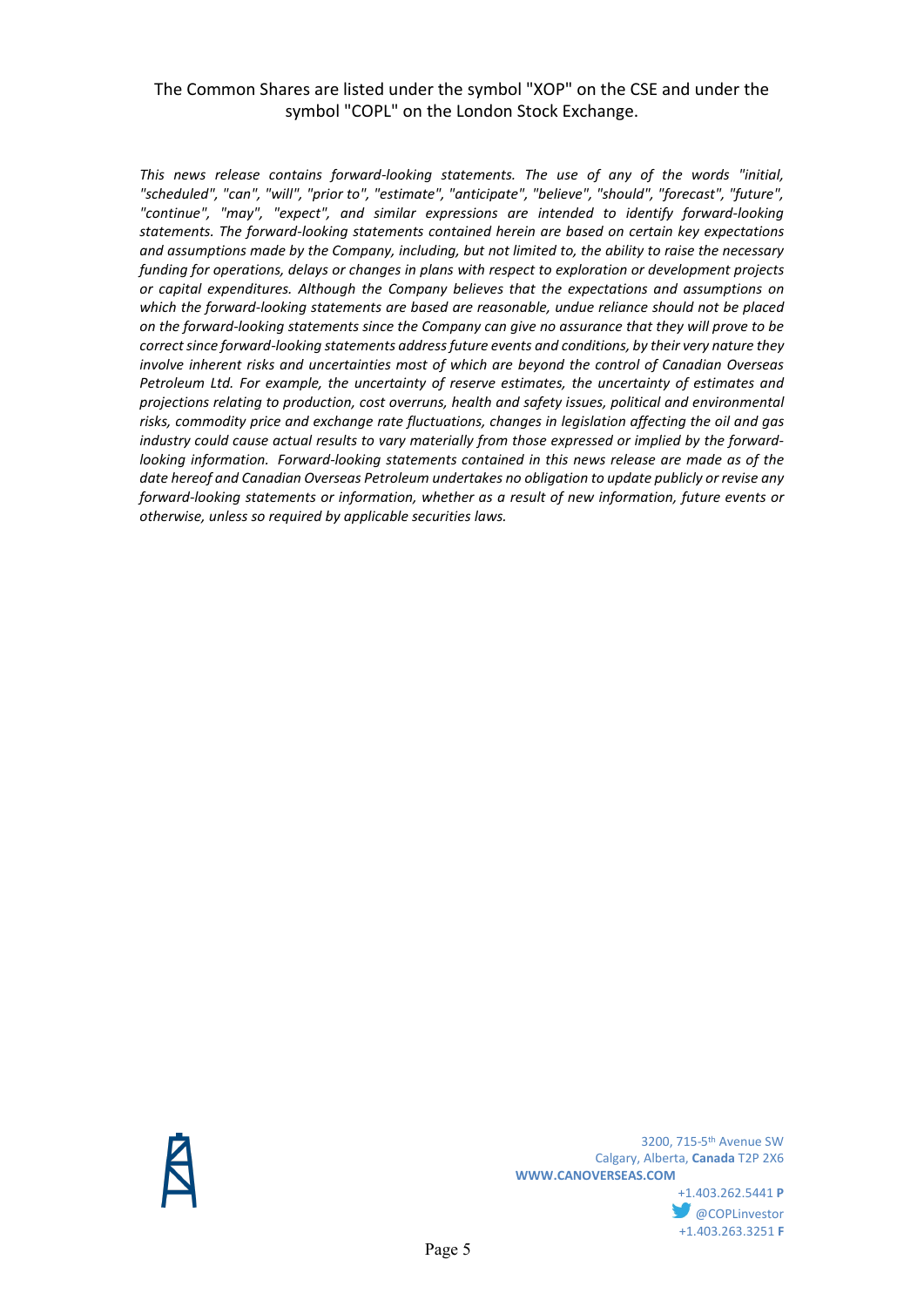The Common Shares are listed under the symbol "XOP" on the CSE and under the symbol "COPL" on the London Stock Exchange.

*This news release contains forward-looking statements. The use of any of the words "initial, "scheduled", "can", "will", "prior to", "estimate", "anticipate", "believe", "should", "forecast", "future", "continue", "may", "expect", and similar expressions are intended to identify forward-looking statements. The forward-looking statements contained herein are based on certain key expectations and assumptions made by the Company, including, but not limited to, the ability to raise the necessary funding for operations, delays or changes in plans with respect to exploration or development projects or capital expenditures. Although the Company believes that the expectations and assumptions on which the forward-looking statements are based are reasonable, undue reliance should not be placed on the forward-looking statements since the Company can give no assurance that they will prove to be correct since forward-looking statements address future events and conditions, by their very nature they involve inherent risks and uncertainties most of which are beyond the control of Canadian Overseas Petroleum Ltd. For example, the uncertainty of reserve estimates, the uncertainty of estimates and projections relating to production, cost overruns, health and safety issues, political and environmental risks, commodity price and exchange rate fluctuations, changes in legislation affecting the oil and gas industry could cause actual results to vary materially from those expressed or implied by the forward-looking information. Forward-looking statements contained in this news release are made as of the date hereof and Canadian Overseas Petroleum undertakes no obligation to update publicly or revise any forward-looking statements or information, whether as a result of new information, future events or otherwise, unless so required by applicable securities laws.*

3200, 715-5th Avenue SW
Calgary, Alberta, **Canada** T2P 2X6
**WWW.CANOVERSEAS.COM**
+1.403.262.5441 **P**
@COPLinvestor
+1.403.263.3251 **F**